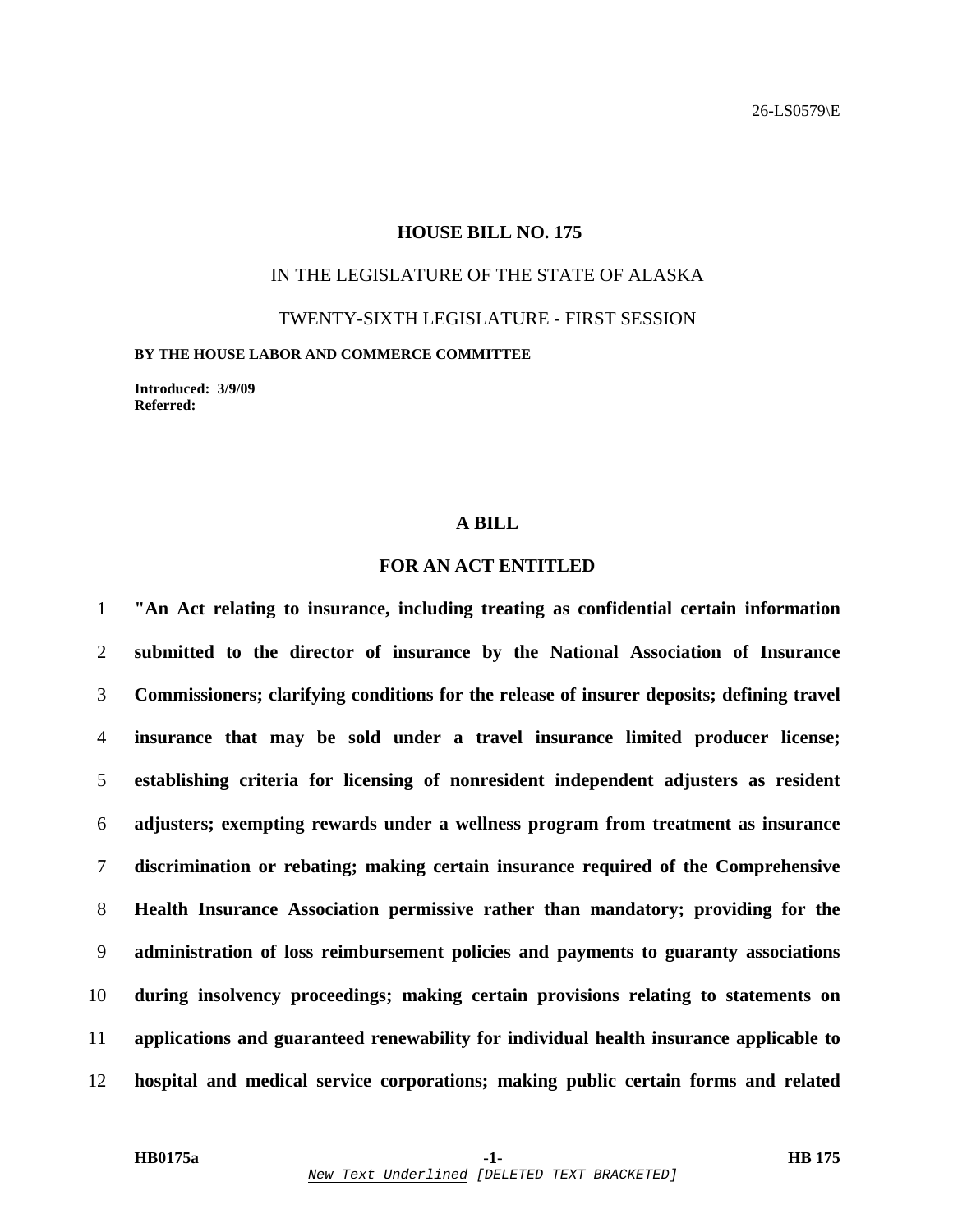26-LS0579\E

# HOUSE BILL NO. 175

IN THE LEGISLATURE OF THE STATE OF ALASKA

TWENTY-SIXTH LEGISLATURE - FIRST SESSION

**BY THE HOUSE LABOR AND COMMERCE COMMITTEE**

**Introduced: 3/9/09**
**Referred:**

## A BILL

## FOR AN ACT ENTITLED

1 **"An Act relating to insurance, including treating as confidential certain information**
2 **submitted to the director of insurance by the National Association of Insurance**
3 **Commissioners; clarifying conditions for the release of insurer deposits; defining travel**
4 **insurance that may be sold under a travel insurance limited producer license;**
5 **establishing criteria for licensing of nonresident independent adjusters as resident**
6 **adjusters; exempting rewards under a wellness program from treatment as insurance**
7 **discrimination or rebating; making certain insurance required of the Comprehensive**
8 **Health Insurance Association permissive rather than mandatory; providing for the**
9 **administration of loss reimbursement policies and payments to guaranty associations**
10 **during insolvency proceedings; making certain provisions relating to statements on**
11 **applications and guaranteed renewability for individual health insurance applicable to**
12 **hospital and medical service corporations; making public certain forms and related**

New Text Underlined [DELETED TEXT BRACKETED]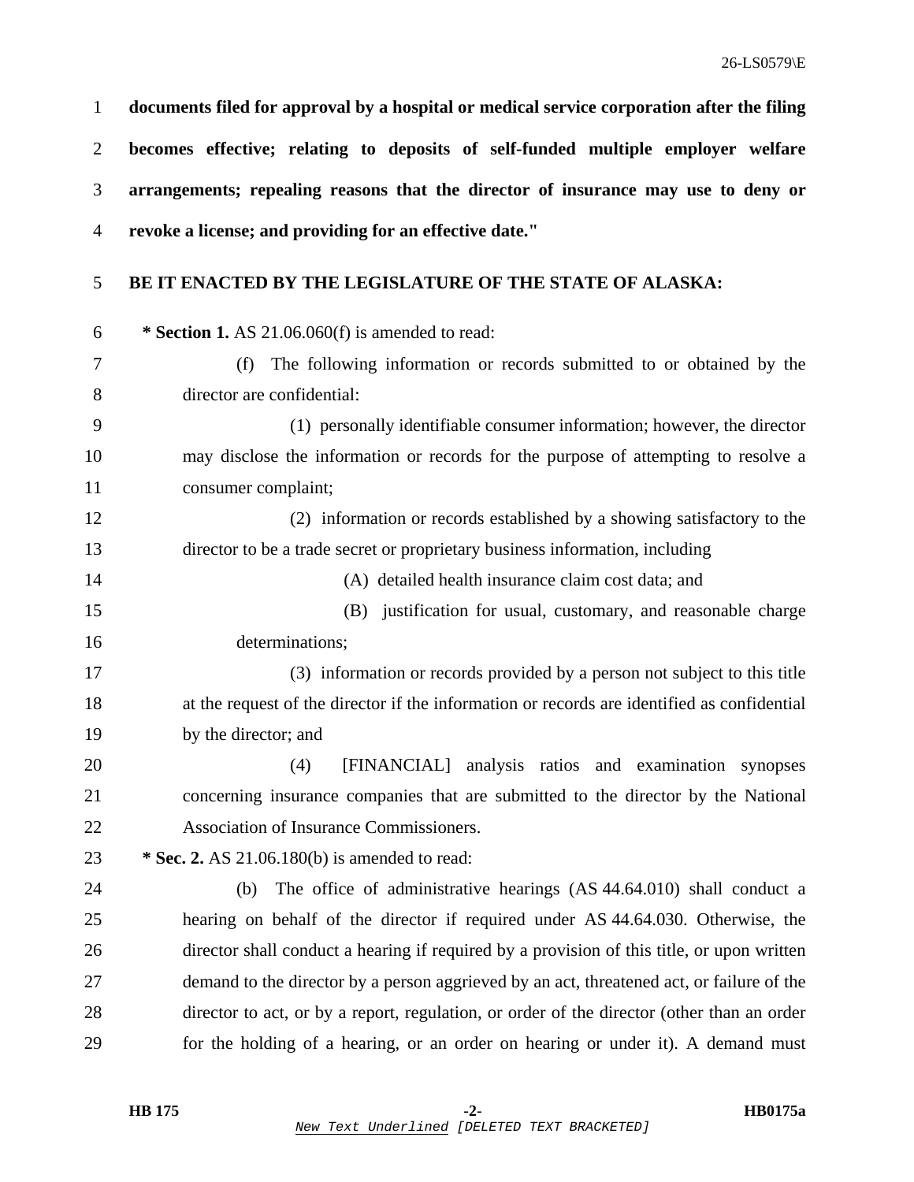**documents filed for approval by a hospital or medical service corporation after the filing becomes effective; relating to deposits of self-funded multiple employer welfare arrangements; repealing reasons that the director of insurance may use to deny or revoke a license; and providing for an effective date."**

**BE IT ENACTED BY THE LEGISLATURE OF THE STATE OF ALASKA:**

**\* Section 1.** AS 21.06.060(f) is amended to read:

(f) The following information or records submitted to or obtained by the director are confidential:

(1) personally identifiable consumer information; however, the director may disclose the information or records for the purpose of attempting to resolve a consumer complaint;

(2) information or records established by a showing satisfactory to the director to be a trade secret or proprietary business information, including

(A) detailed health insurance claim cost data; and

(B) justification for usual, customary, and reasonable charge determinations;

(3) information or records provided by a person not subject to this title at the request of the director if the information or records are identified as confidential by the director; and

(4) [FINANCIAL] analysis ratios and examination synopses concerning insurance companies that are submitted to the director by the National Association of Insurance Commissioners.

**\* Sec. 2.** AS 21.06.180(b) is amended to read:

(b) The office of administrative hearings (AS 44.64.010) shall conduct a hearing on behalf of the director if required under AS 44.64.030. Otherwise, the director shall conduct a hearing if required by a provision of this title, or upon written demand to the director by a person aggrieved by an act, threatened act, or failure of the director to act, or by a report, regulation, or order of the director (other than an order for the holding of a hearing, or an order on hearing or under it). A demand must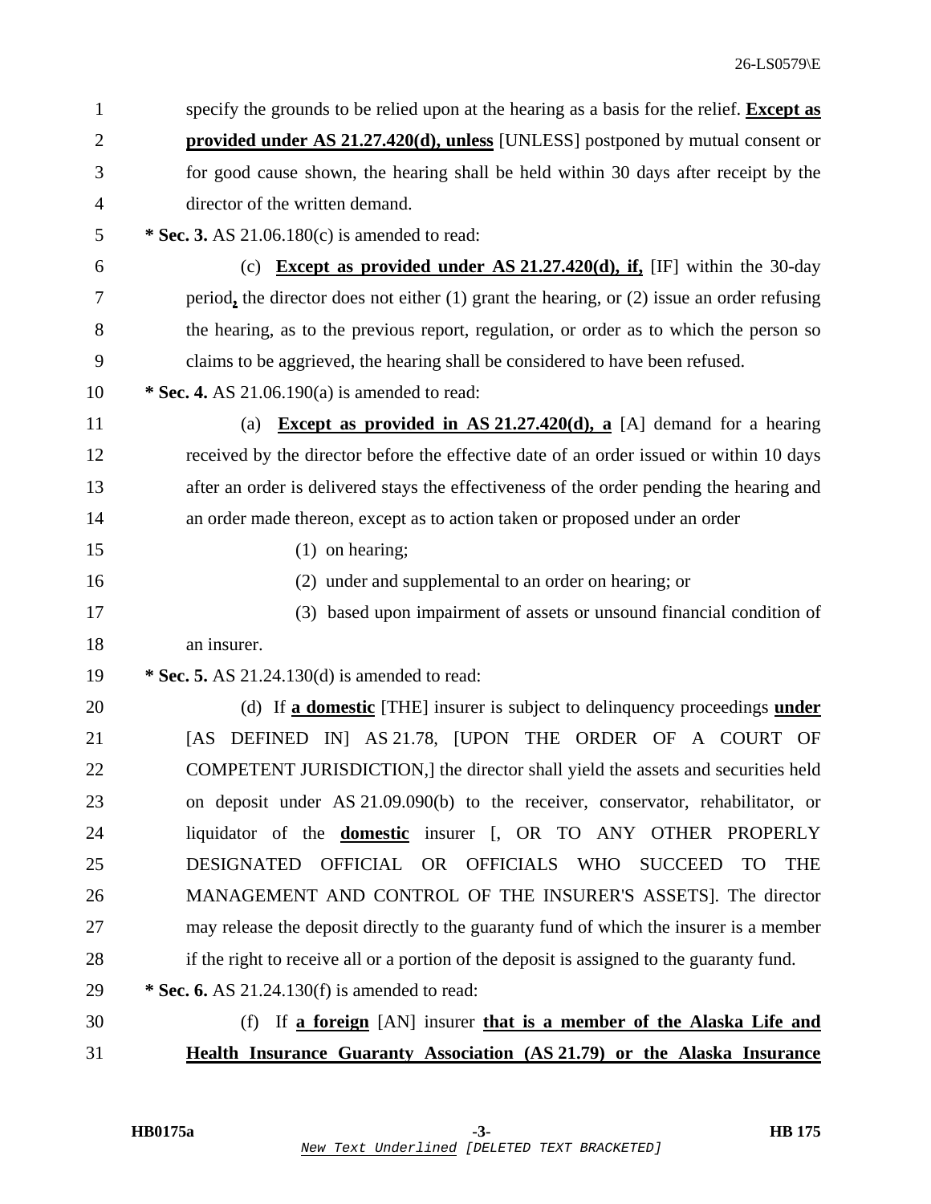specify the grounds to be relied upon at the hearing as a basis for the relief. **Except as provided under AS 21.27.420(d), unless** [UNLESS] postponed by mutual consent or for good cause shown, the hearing shall be held within 30 days after receipt by the director of the written demand.

**\* Sec. 3.** AS 21.06.180(c) is amended to read:

(c) **Except as provided under AS 21.27.420(d), if,** [IF] within the 30-day period**,** the director does not either (1) grant the hearing, or (2) issue an order refusing the hearing, as to the previous report, regulation, or order as to which the person so claims to be aggrieved, the hearing shall be considered to have been refused.

**\* Sec. 4.** AS 21.06.190(a) is amended to read:

(a) **Except as provided in AS 21.27.420(d), a** [A] demand for a hearing received by the director before the effective date of an order issued or within 10 days after an order is delivered stays the effectiveness of the order pending the hearing and an order made thereon, except as to action taken or proposed under an order

(1) on hearing;

(2) under and supplemental to an order on hearing; or

(3) based upon impairment of assets or unsound financial condition of an insurer.

**\* Sec. 5.** AS 21.24.130(d) is amended to read:

(d) If **a domestic** [THE] insurer is subject to delinquency proceedings **under** [AS DEFINED IN] AS 21.78, [UPON THE ORDER OF A COURT OF COMPETENT JURISDICTION,] the director shall yield the assets and securities held on deposit under AS 21.09.090(b) to the receiver, conservator, rehabilitator, or liquidator of the **domestic** insurer [, OR TO ANY OTHER PROPERLY DESIGNATED OFFICIAL OR OFFICIALS WHO SUCCEED TO THE MANAGEMENT AND CONTROL OF THE INSURER'S ASSETS]. The director may release the deposit directly to the guaranty fund of which the insurer is a member if the right to receive all or a portion of the deposit is assigned to the guaranty fund.

**\* Sec. 6.** AS 21.24.130(f) is amended to read:

(f) If **a foreign** [AN] insurer **that is a member of the Alaska Life and Health Insurance Guaranty Association (AS 21.79) or the Alaska Insurance**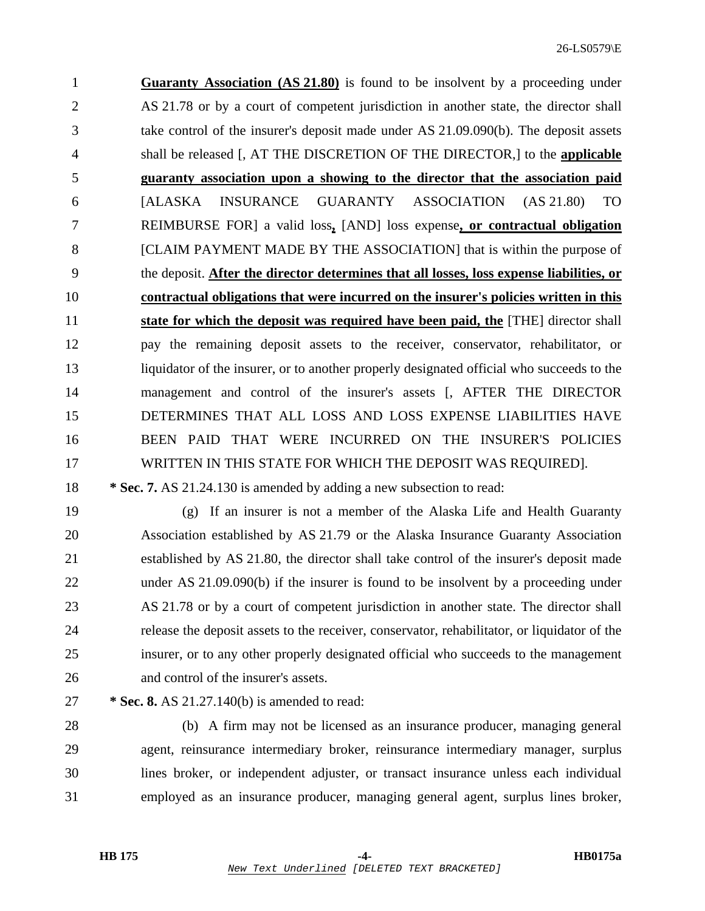**Guaranty Association (AS 21.80)** is found to be insolvent by a proceeding under AS 21.78 or by a court of competent jurisdiction in another state, the director shall take control of the insurer's deposit made under AS 21.09.090(b). The deposit assets shall be released [, AT THE DISCRETION OF THE DIRECTOR,] to the **applicable guaranty association upon a showing to the director that the association paid** [ALASKA INSURANCE GUARANTY ASSOCIATION (AS 21.80) TO REIMBURSE FOR] a valid loss**,** [AND] loss expense**, or contractual obligation** [CLAIM PAYMENT MADE BY THE ASSOCIATION] that is within the purpose of the deposit. **After the director determines that all losses, loss expense liabilities, or contractual obligations that were incurred on the insurer's policies written in this state for which the deposit was required have been paid, the** [THE] director shall pay the remaining deposit assets to the receiver, conservator, rehabilitator, or liquidator of the insurer, or to another properly designated official who succeeds to the management and control of the insurer's assets [, AFTER THE DIRECTOR DETERMINES THAT ALL LOSS AND LOSS EXPENSE LIABILITIES HAVE BEEN PAID THAT WERE INCURRED ON THE INSURER'S POLICIES WRITTEN IN THIS STATE FOR WHICH THE DEPOSIT WAS REQUIRED].

**\* Sec. 7.** AS 21.24.130 is amended by adding a new subsection to read:

(g) If an insurer is not a member of the Alaska Life and Health Guaranty Association established by AS 21.79 or the Alaska Insurance Guaranty Association established by AS 21.80, the director shall take control of the insurer's deposit made under AS 21.09.090(b) if the insurer is found to be insolvent by a proceeding under AS 21.78 or by a court of competent jurisdiction in another state. The director shall release the deposit assets to the receiver, conservator, rehabilitator, or liquidator of the insurer, or to any other properly designated official who succeeds to the management and control of the insurer's assets.

**\* Sec. 8.** AS 21.27.140(b) is amended to read:

(b) A firm may not be licensed as an insurance producer, managing general agent, reinsurance intermediary broker, reinsurance intermediary manager, surplus lines broker, or independent adjuster, or transact insurance unless each individual employed as an insurance producer, managing general agent, surplus lines broker,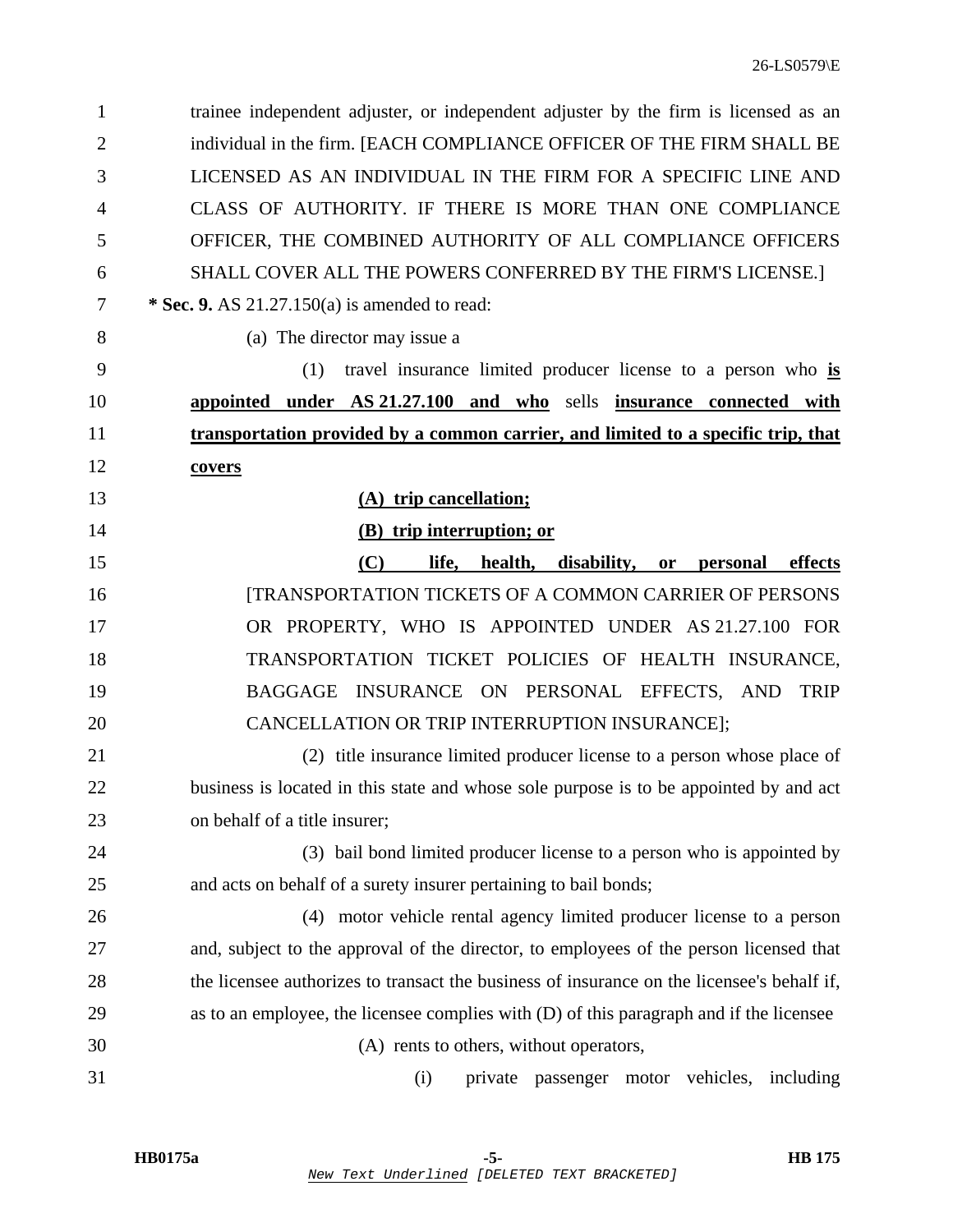trainee independent adjuster, or independent adjuster by the firm is licensed as an individual in the firm. [EACH COMPLIANCE OFFICER OF THE FIRM SHALL BE LICENSED AS AN INDIVIDUAL IN THE FIRM FOR A SPECIFIC LINE AND CLASS OF AUTHORITY. IF THERE IS MORE THAN ONE COMPLIANCE OFFICER, THE COMBINED AUTHORITY OF ALL COMPLIANCE OFFICERS SHALL COVER ALL THE POWERS CONFERRED BY THE FIRM'S LICENSE.]

**\* Sec. 9.** AS 21.27.150(a) is amended to read:

(a) The director may issue a

(1) travel insurance limited producer license to a person who **is appointed under AS 21.27.100 and who** sells **insurance connected with transportation provided by a common carrier, and limited to a specific trip, that covers**

**(A) trip cancellation;**

**(B) trip interruption; or**

**(C) life, health, disability, or personal effects** [TRANSPORTATION TICKETS OF A COMMON CARRIER OF PERSONS OR PROPERTY, WHO IS APPOINTED UNDER AS 21.27.100 FOR TRANSPORTATION TICKET POLICIES OF HEALTH INSURANCE, BAGGAGE INSURANCE ON PERSONAL EFFECTS, AND TRIP CANCELLATION OR TRIP INTERRUPTION INSURANCE];

(2) title insurance limited producer license to a person whose place of business is located in this state and whose sole purpose is to be appointed by and act on behalf of a title insurer;

(3) bail bond limited producer license to a person who is appointed by and acts on behalf of a surety insurer pertaining to bail bonds;

(4) motor vehicle rental agency limited producer license to a person and, subject to the approval of the director, to employees of the person licensed that the licensee authorizes to transact the business of insurance on the licensee's behalf if, as to an employee, the licensee complies with (D) of this paragraph and if the licensee

(A) rents to others, without operators,

(i) private passenger motor vehicles, including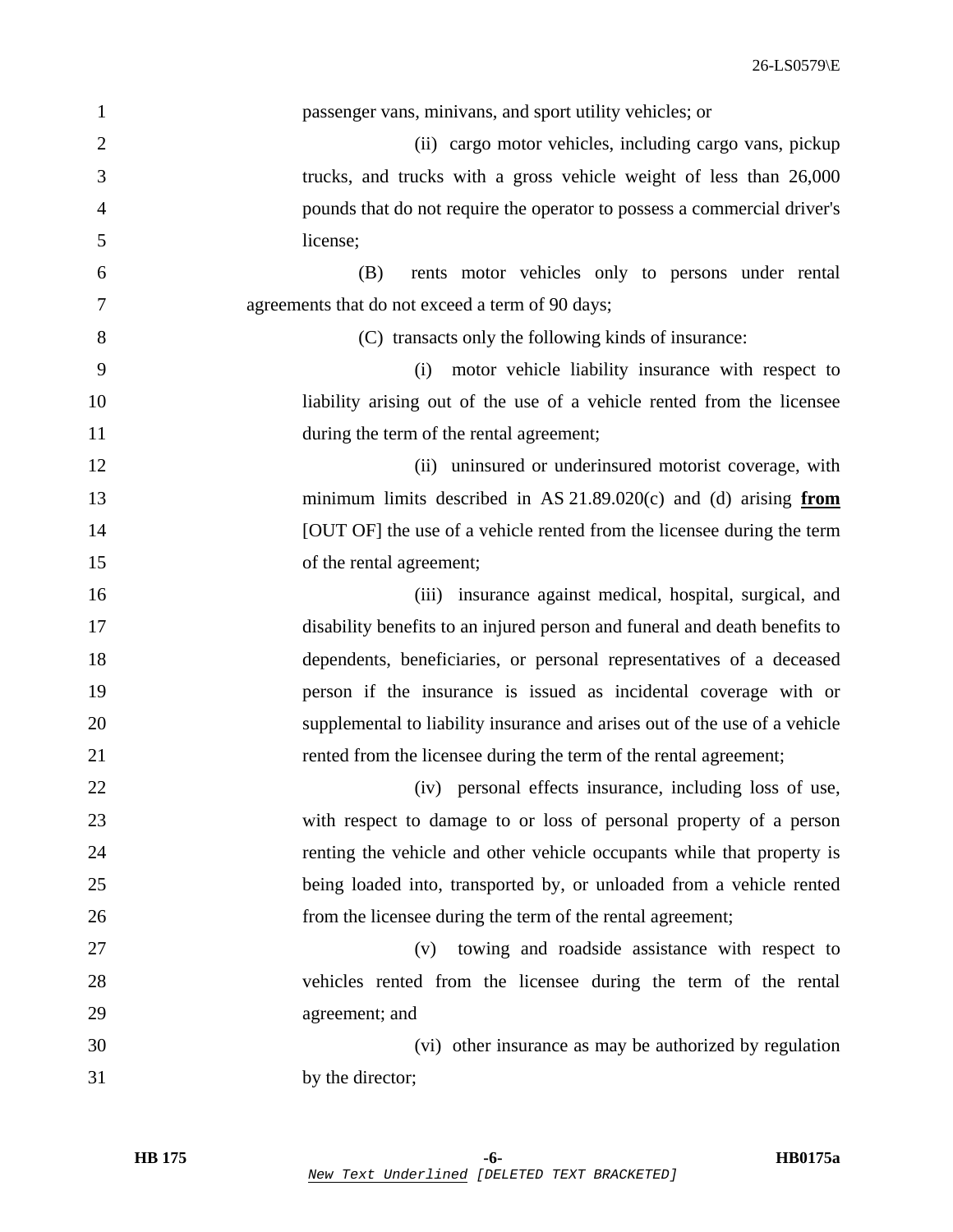passenger vans, minivans, and sport utility vehicles; or

(ii) cargo motor vehicles, including cargo vans, pickup trucks, and trucks with a gross vehicle weight of less than 26,000 pounds that do not require the operator to possess a commercial driver's license;

(B) rents motor vehicles only to persons under rental agreements that do not exceed a term of 90 days;

(C) transacts only the following kinds of insurance:

(i) motor vehicle liability insurance with respect to liability arising out of the use of a vehicle rented from the licensee during the term of the rental agreement;

(ii) uninsured or underinsured motorist coverage, with minimum limits described in AS 21.89.020(c) and (d) arising **from** [OUT OF] the use of a vehicle rented from the licensee during the term of the rental agreement;

(iii) insurance against medical, hospital, surgical, and disability benefits to an injured person and funeral and death benefits to dependents, beneficiaries, or personal representatives of a deceased person if the insurance is issued as incidental coverage with or supplemental to liability insurance and arises out of the use of a vehicle rented from the licensee during the term of the rental agreement;

(iv) personal effects insurance, including loss of use, with respect to damage to or loss of personal property of a person renting the vehicle and other vehicle occupants while that property is being loaded into, transported by, or unloaded from a vehicle rented from the licensee during the term of the rental agreement;

(v) towing and roadside assistance with respect to vehicles rented from the licensee during the term of the rental agreement; and

(vi) other insurance as may be authorized by regulation by the director;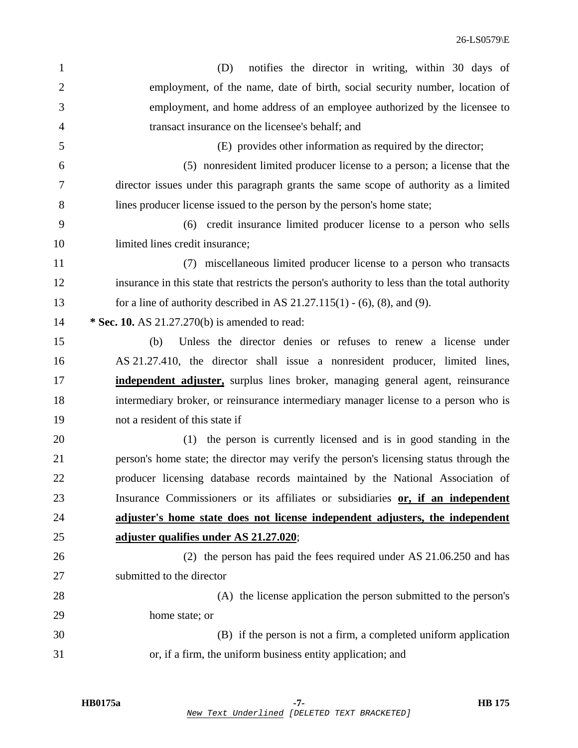(D) notifies the director in writing, within 30 days of employment, of the name, date of birth, social security number, location of employment, and home address of an employee authorized by the licensee to transact insurance on the licensee's behalf; and

(E) provides other information as required by the director;

(5) nonresident limited producer license to a person; a license that the director issues under this paragraph grants the same scope of authority as a limited lines producer license issued to the person by the person's home state;

(6) credit insurance limited producer license to a person who sells limited lines credit insurance;

(7) miscellaneous limited producer license to a person who transacts insurance in this state that restricts the person's authority to less than the total authority for a line of authority described in AS 21.27.115(1) - (6), (8), and (9).

**\* Sec. 10.** AS 21.27.270(b) is amended to read:

(b) Unless the director denies or refuses to renew a license under AS 21.27.410, the director shall issue a nonresident producer, limited lines, **<u>independent adjuster,</u>** surplus lines broker, managing general agent, reinsurance intermediary broker, or reinsurance intermediary manager license to a person who is not a resident of this state if

(1) the person is currently licensed and is in good standing in the person's home state; the director may verify the person's licensing status through the producer licensing database records maintained by the National Association of Insurance Commissioners or its affiliates or subsidiaries **<u>or, if an independent adjuster's home state does not license independent adjusters, the independent adjuster qualifies under AS 21.27.020</u>**;

(2) the person has paid the fees required under AS 21.06.250 and has submitted to the director

(A) the license application the person submitted to the person's home state; or

(B) if the person is not a firm, a completed uniform application or, if a firm, the uniform business entity application; and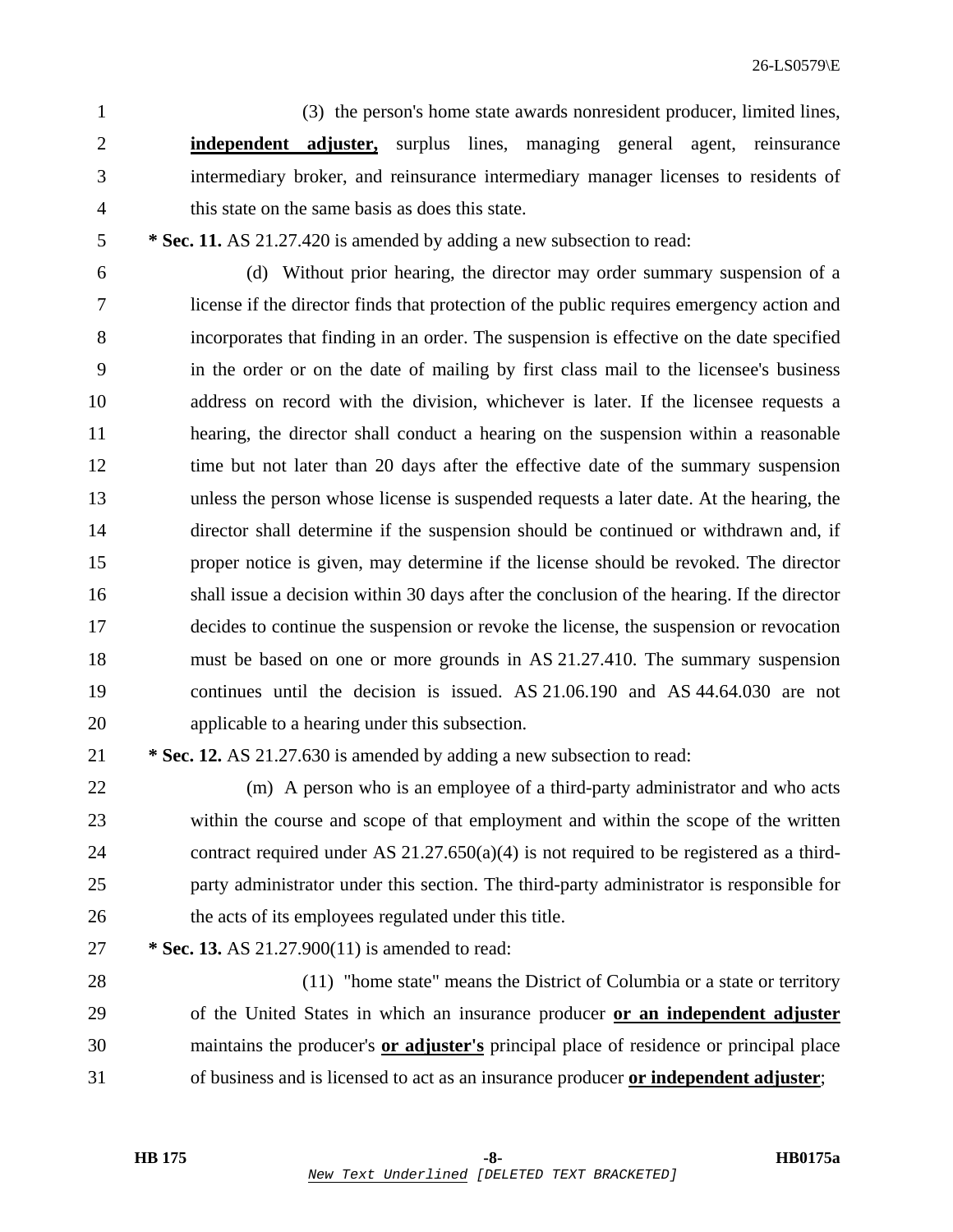(3) the person's home state awards nonresident producer, limited lines, **<u>independent adjuster,</u>** surplus lines, managing general agent, reinsurance intermediary broker, and reinsurance intermediary manager licenses to residents of this state on the same basis as does this state.

**\* Sec. 11.** AS 21.27.420 is amended by adding a new subsection to read:

(d) Without prior hearing, the director may order summary suspension of a license if the director finds that protection of the public requires emergency action and incorporates that finding in an order. The suspension is effective on the date specified in the order or on the date of mailing by first class mail to the licensee's business address on record with the division, whichever is later. If the licensee requests a hearing, the director shall conduct a hearing on the suspension within a reasonable time but not later than 20 days after the effective date of the summary suspension unless the person whose license is suspended requests a later date. At the hearing, the director shall determine if the suspension should be continued or withdrawn and, if proper notice is given, may determine if the license should be revoked. The director shall issue a decision within 30 days after the conclusion of the hearing. If the director decides to continue the suspension or revoke the license, the suspension or revocation must be based on one or more grounds in AS 21.27.410. The summary suspension continues until the decision is issued. AS 21.06.190 and AS 44.64.030 are not applicable to a hearing under this subsection.

**\* Sec. 12.** AS 21.27.630 is amended by adding a new subsection to read:

(m) A person who is an employee of a third-party administrator and who acts within the course and scope of that employment and within the scope of the written contract required under AS 21.27.650(a)(4) is not required to be registered as a third-party administrator under this section. The third-party administrator is responsible for the acts of its employees regulated under this title.

**\* Sec. 13.** AS 21.27.900(11) is amended to read:

(11) "home state" means the District of Columbia or a state or territory of the United States in which an insurance producer **<u>or an independent adjuster</u>** maintains the producer's **<u>or adjuster's</u>** principal place of residence or principal place of business and is licensed to act as an insurance producer **<u>or independent adjuster</u>**;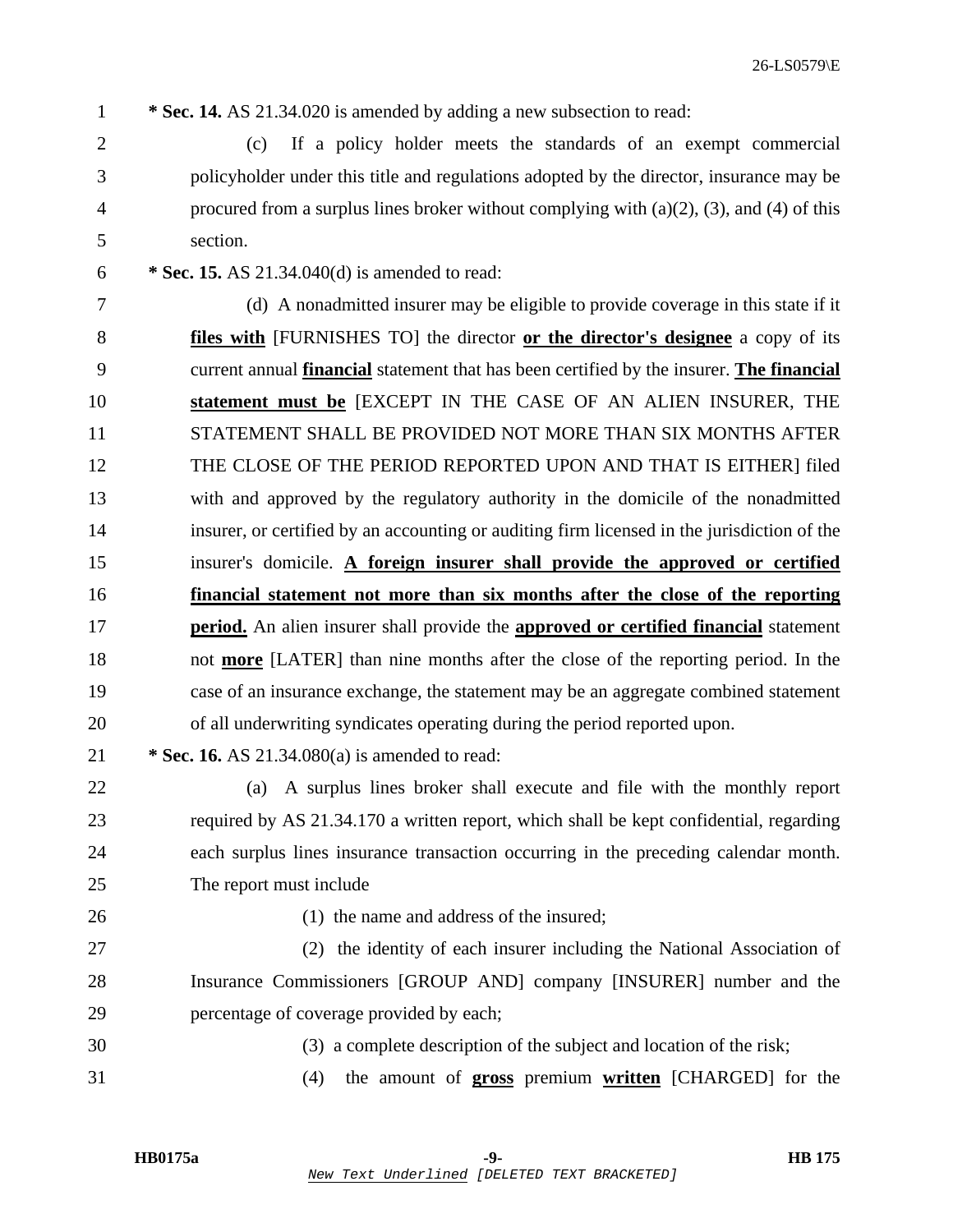**\* Sec. 14.** AS 21.34.020 is amended by adding a new subsection to read:

(c) If a policy holder meets the standards of an exempt commercial policyholder under this title and regulations adopted by the director, insurance may be procured from a surplus lines broker without complying with (a)(2), (3), and (4) of this section.

**\* Sec. 15.** AS 21.34.040(d) is amended to read:

(d) A nonadmitted insurer may be eligible to provide coverage in this state if it **files with** [FURNISHES TO] the director **or the director's designee** a copy of its current annual **financial** statement that has been certified by the insurer. **The financial statement must be** [EXCEPT IN THE CASE OF AN ALIEN INSURER, THE STATEMENT SHALL BE PROVIDED NOT MORE THAN SIX MONTHS AFTER THE CLOSE OF THE PERIOD REPORTED UPON AND THAT IS EITHER] filed with and approved by the regulatory authority in the domicile of the nonadmitted insurer, or certified by an accounting or auditing firm licensed in the jurisdiction of the insurer's domicile. **A foreign insurer shall provide the approved or certified financial statement not more than six months after the close of the reporting period.** An alien insurer shall provide the **approved or certified financial** statement not **more** [LATER] than nine months after the close of the reporting period. In the case of an insurance exchange, the statement may be an aggregate combined statement of all underwriting syndicates operating during the period reported upon.

**\* Sec. 16.** AS 21.34.080(a) is amended to read:

(a) A surplus lines broker shall execute and file with the monthly report required by AS 21.34.170 a written report, which shall be kept confidential, regarding each surplus lines insurance transaction occurring in the preceding calendar month. The report must include

(1) the name and address of the insured;

(2) the identity of each insurer including the National Association of Insurance Commissioners [GROUP AND] company [INSURER] number and the percentage of coverage provided by each;

(3) a complete description of the subject and location of the risk;

(4) the amount of **gross** premium **written** [CHARGED] for the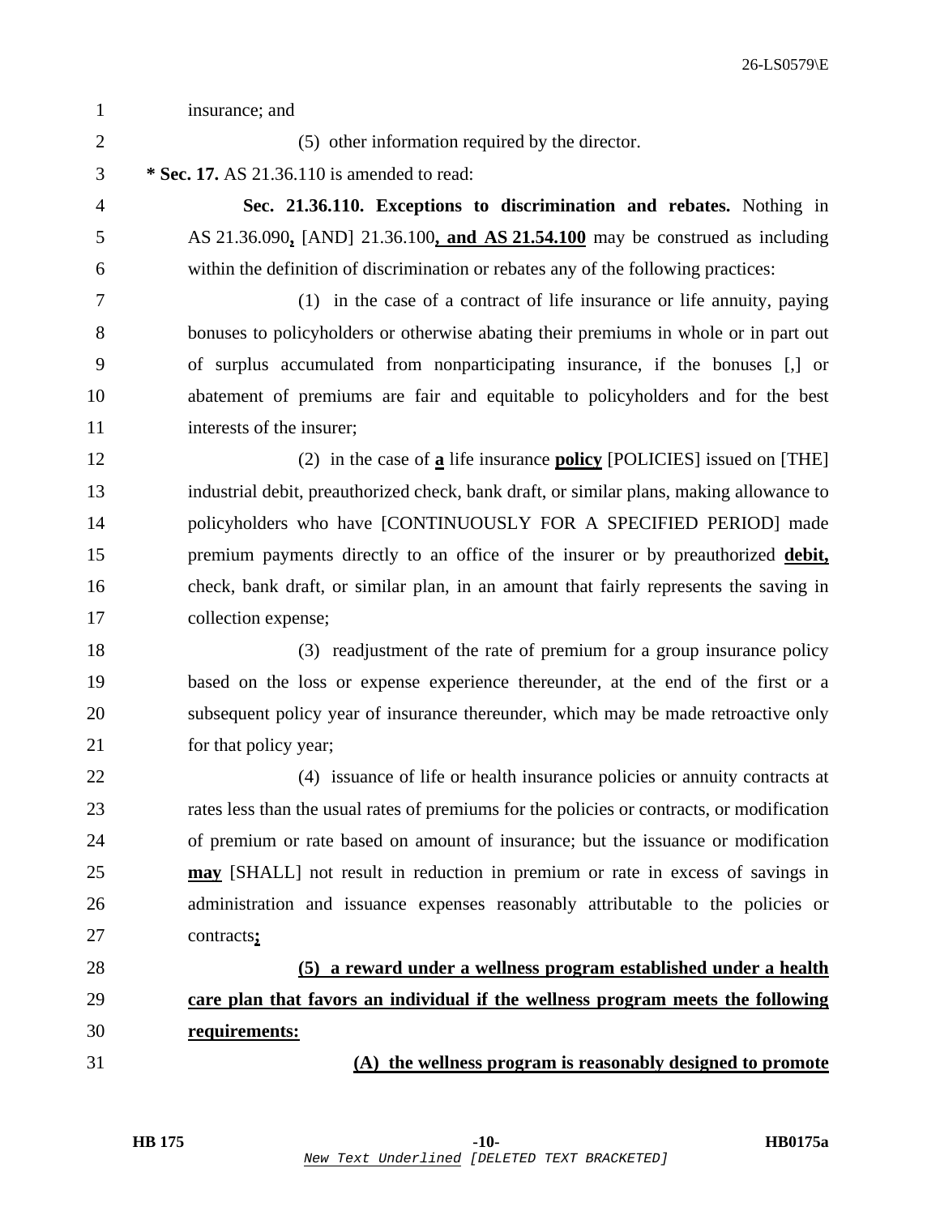insurance; and

(5) other information required by the director.

**\* Sec. 17.** AS 21.36.110 is amended to read:

**Sec. 21.36.110. Exceptions to discrimination and rebates.** Nothing in AS 21.36.090**,** [AND] 21.36.100**, and AS 21.54.100** may be construed as including within the definition of discrimination or rebates any of the following practices:

(1) in the case of a contract of life insurance or life annuity, paying bonuses to policyholders or otherwise abating their premiums in whole or in part out of surplus accumulated from nonparticipating insurance, if the bonuses [,] or abatement of premiums are fair and equitable to policyholders and for the best interests of the insurer;

(2) in the case of **a** life insurance **policy** [POLICIES] issued on [THE] industrial debit, preauthorized check, bank draft, or similar plans, making allowance to policyholders who have [CONTINUOUSLY FOR A SPECIFIED PERIOD] made premium payments directly to an office of the insurer or by preauthorized **debit,** check, bank draft, or similar plan, in an amount that fairly represents the saving in collection expense;

(3) readjustment of the rate of premium for a group insurance policy based on the loss or expense experience thereunder, at the end of the first or a subsequent policy year of insurance thereunder, which may be made retroactive only for that policy year;

(4) issuance of life or health insurance policies or annuity contracts at rates less than the usual rates of premiums for the policies or contracts, or modification of premium or rate based on amount of insurance; but the issuance or modification **may** [SHALL] not result in reduction in premium or rate in excess of savings in administration and issuance expenses reasonably attributable to the policies or contracts**;**

**(5) a reward under a wellness program established under a health care plan that favors an individual if the wellness program meets the following requirements:**

**(A) the wellness program is reasonably designed to promote**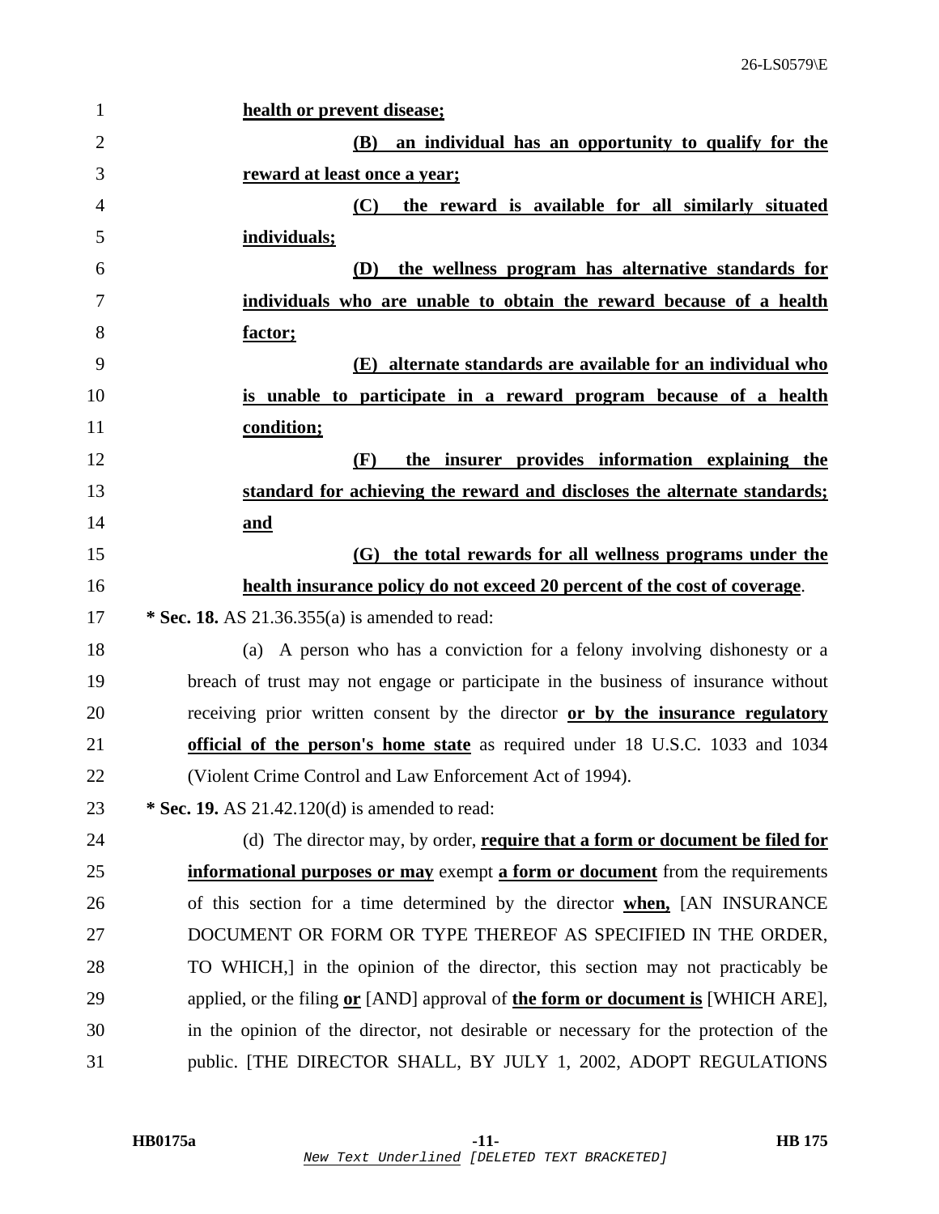**health or prevent disease;**

**(B) an individual has an opportunity to qualify for the reward at least once a year;**

**(C) the reward is available for all similarly situated individuals;**

**(D) the wellness program has alternative standards for individuals who are unable to obtain the reward because of a health factor;**

**(E) alternate standards are available for an individual who is unable to participate in a reward program because of a health condition;**

**(F) the insurer provides information explaining the standard for achieving the reward and discloses the alternate standards; and**

**(G) the total rewards for all wellness programs under the health insurance policy do not exceed 20 percent of the cost of coverage**.

**\* Sec. 18.** AS 21.36.355(a) is amended to read:

(a) A person who has a conviction for a felony involving dishonesty or a breach of trust may not engage or participate in the business of insurance without receiving prior written consent by the director **or by the insurance regulatory official of the person's home state** as required under 18 U.S.C. 1033 and 1034 (Violent Crime Control and Law Enforcement Act of 1994).

**\* Sec. 19.** AS 21.42.120(d) is amended to read:

(d) The director may, by order, **require that a form or document be filed for informational purposes or may** exempt **a form or document** from the requirements of this section for a time determined by the director **when,** [AN INSURANCE DOCUMENT OR FORM OR TYPE THEREOF AS SPECIFIED IN THE ORDER, TO WHICH,] in the opinion of the director, this section may not practicably be applied, or the filing **or** [AND] approval of **the form or document is** [WHICH ARE], in the opinion of the director, not desirable or necessary for the protection of the public. [THE DIRECTOR SHALL, BY JULY 1, 2002, ADOPT REGULATIONS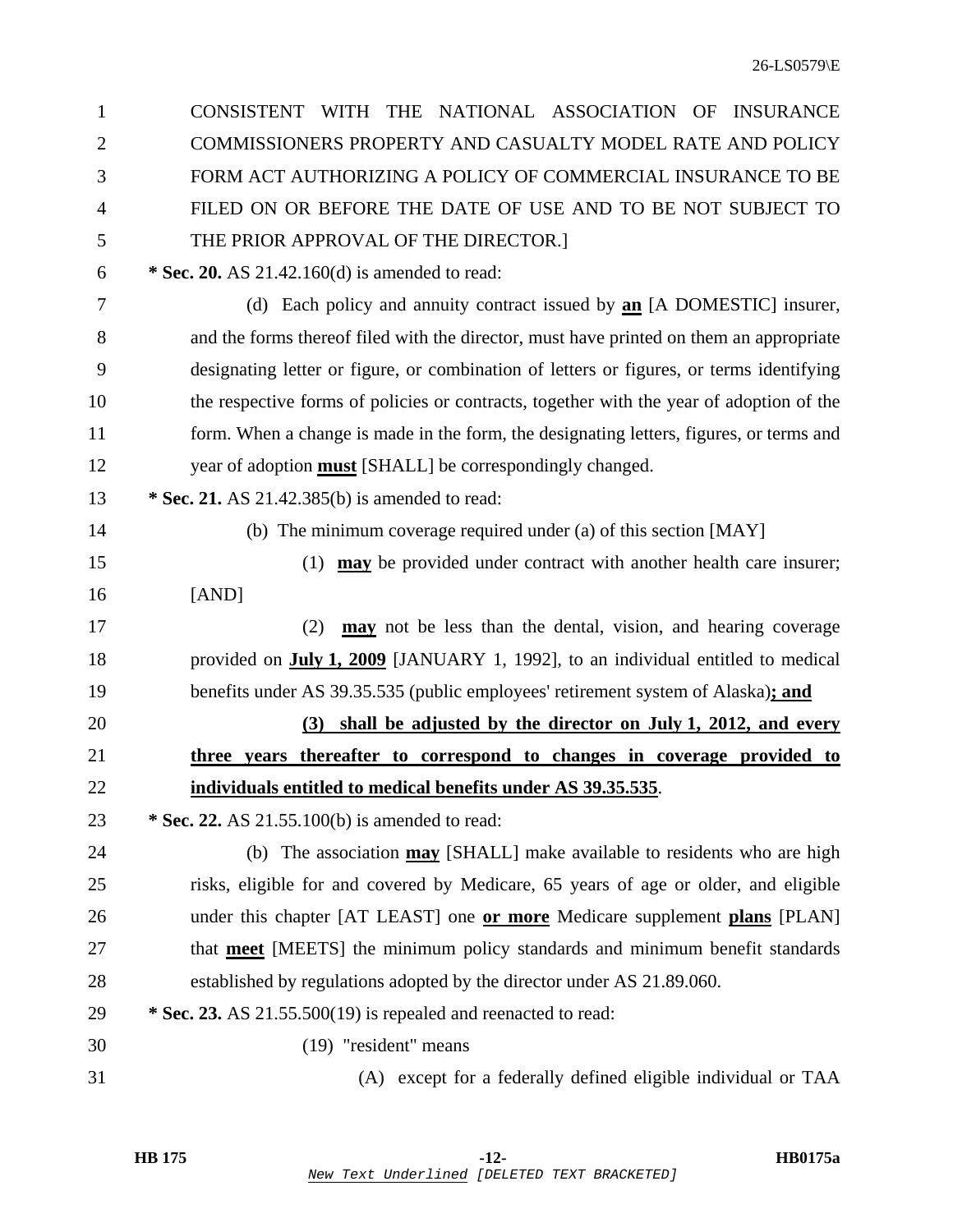CONSISTENT WITH THE NATIONAL ASSOCIATION OF INSURANCE COMMISSIONERS PROPERTY AND CASUALTY MODEL RATE AND POLICY FORM ACT AUTHORIZING A POLICY OF COMMERCIAL INSURANCE TO BE FILED ON OR BEFORE THE DATE OF USE AND TO BE NOT SUBJECT TO THE PRIOR APPROVAL OF THE DIRECTOR.]

**\* Sec. 20.** AS 21.42.160(d) is amended to read:

(d) Each policy and annuity contract issued by **an** [A DOMESTIC] insurer, and the forms thereof filed with the director, must have printed on them an appropriate designating letter or figure, or combination of letters or figures, or terms identifying the respective forms of policies or contracts, together with the year of adoption of the form. When a change is made in the form, the designating letters, figures, or terms and year of adoption **must** [SHALL] be correspondingly changed.

**\* Sec. 21.** AS 21.42.385(b) is amended to read:

(b) The minimum coverage required under (a) of this section [MAY]

(1) **may** be provided under contract with another health care insurer; [AND]

(2) **may** not be less than the dental, vision, and hearing coverage provided on **July 1, 2009** [JANUARY 1, 1992], to an individual entitled to medical benefits under AS 39.35.535 (public employees' retirement system of Alaska)**; and**

**(3) shall be adjusted by the director on July 1, 2012, and every three years thereafter to correspond to changes in coverage provided to individuals entitled to medical benefits under AS 39.35.535**.

**\* Sec. 22.** AS 21.55.100(b) is amended to read:

(b) The association **may** [SHALL] make available to residents who are high risks, eligible for and covered by Medicare, 65 years of age or older, and eligible under this chapter [AT LEAST] one **or more** Medicare supplement **plans** [PLAN] that **meet** [MEETS] the minimum policy standards and minimum benefit standards established by regulations adopted by the director under AS 21.89.060.

**\* Sec. 23.** AS 21.55.500(19) is repealed and reenacted to read:

(19) "resident" means

(A) except for a federally defined eligible individual or TAA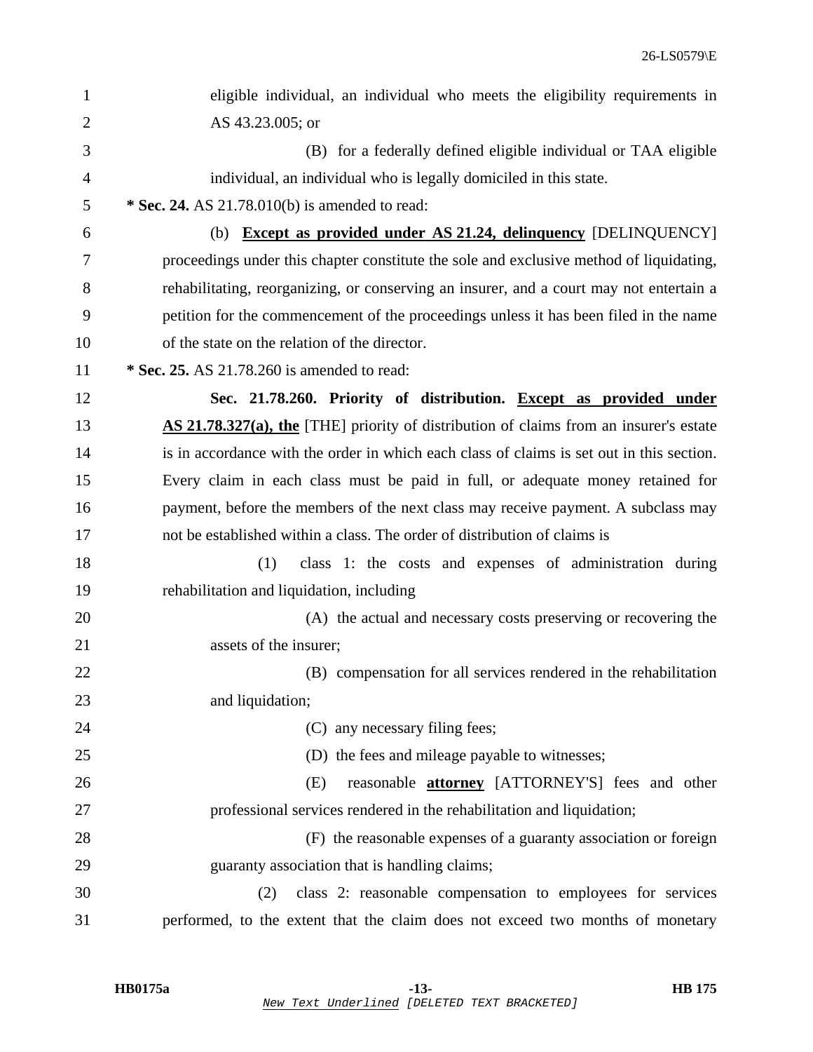eligible individual, an individual who meets the eligibility requirements in AS 43.23.005; or

(B) for a federally defined eligible individual or TAA eligible individual, an individual who is legally domiciled in this state.

**\* Sec. 24.** AS 21.78.010(b) is amended to read:

(b) **Except as provided under AS 21.24, delinquency** [DELINQUENCY] proceedings under this chapter constitute the sole and exclusive method of liquidating, rehabilitating, reorganizing, or conserving an insurer, and a court may not entertain a petition for the commencement of the proceedings unless it has been filed in the name of the state on the relation of the director.

**\* Sec. 25.** AS 21.78.260 is amended to read:

**Sec. 21.78.260. Priority of distribution.** **Except as provided under AS 21.78.327(a), the** [THE] priority of distribution of claims from an insurer's estate is in accordance with the order in which each class of claims is set out in this section. Every claim in each class must be paid in full, or adequate money retained for payment, before the members of the next class may receive payment. A subclass may not be established within a class. The order of distribution of claims is

(1) class 1: the costs and expenses of administration during rehabilitation and liquidation, including

(A) the actual and necessary costs preserving or recovering the assets of the insurer;

(B) compensation for all services rendered in the rehabilitation and liquidation;

(C) any necessary filing fees;

(D) the fees and mileage payable to witnesses;

(E) reasonable **attorney** [ATTORNEY'S] fees and other professional services rendered in the rehabilitation and liquidation;

(F) the reasonable expenses of a guaranty association or foreign guaranty association that is handling claims;

(2) class 2: reasonable compensation to employees for services performed, to the extent that the claim does not exceed two months of monetary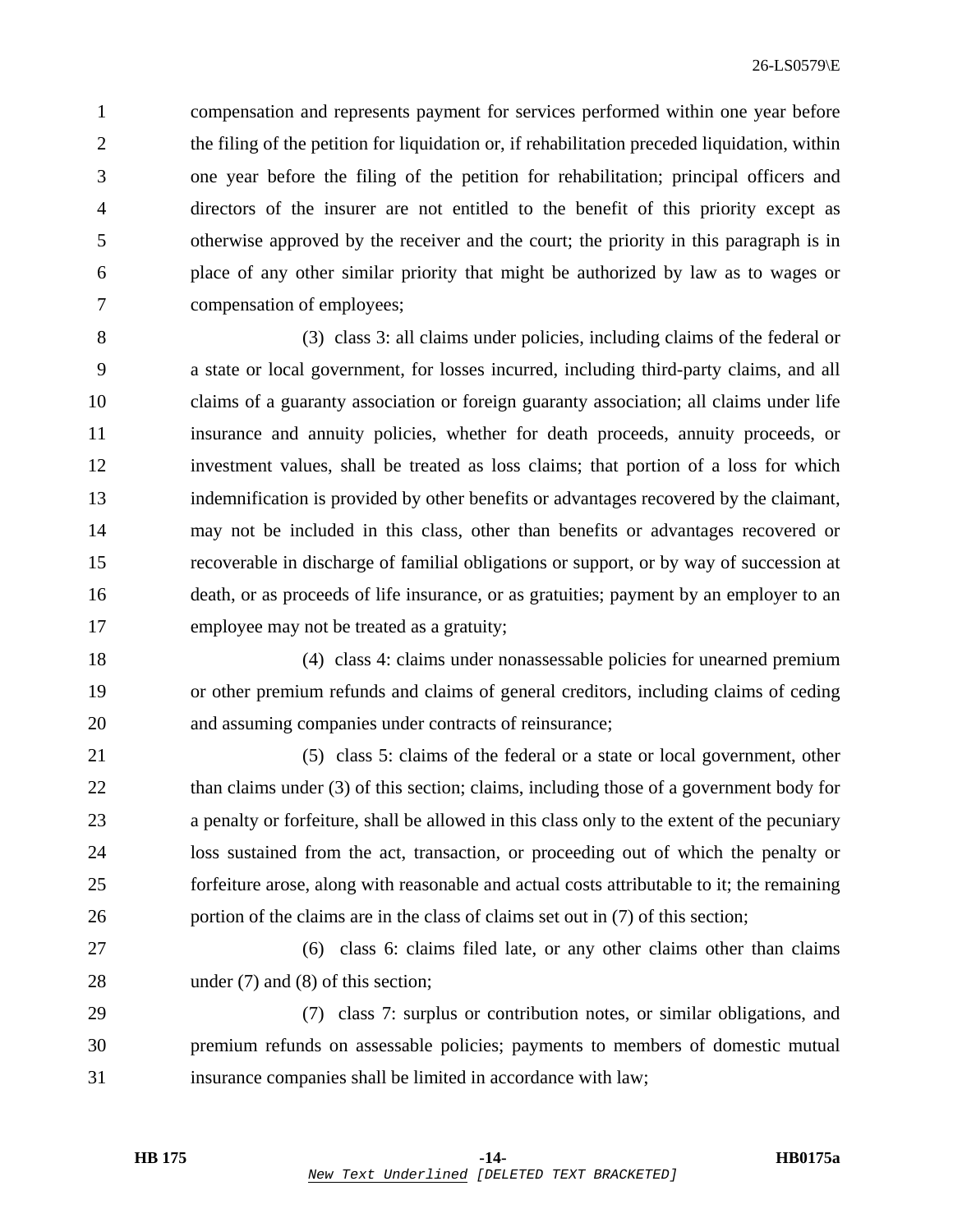compensation and represents payment for services performed within one year before the filing of the petition for liquidation or, if rehabilitation preceded liquidation, within one year before the filing of the petition for rehabilitation; principal officers and directors of the insurer are not entitled to the benefit of this priority except as otherwise approved by the receiver and the court; the priority in this paragraph is in place of any other similar priority that might be authorized by law as to wages or compensation of employees;

(3) class 3: all claims under policies, including claims of the federal or a state or local government, for losses incurred, including third-party claims, and all claims of a guaranty association or foreign guaranty association; all claims under life insurance and annuity policies, whether for death proceeds, annuity proceeds, or investment values, shall be treated as loss claims; that portion of a loss for which indemnification is provided by other benefits or advantages recovered by the claimant, may not be included in this class, other than benefits or advantages recovered or recoverable in discharge of familial obligations or support, or by way of succession at death, or as proceeds of life insurance, or as gratuities; payment by an employer to an employee may not be treated as a gratuity;

(4) class 4: claims under nonassessable policies for unearned premium or other premium refunds and claims of general creditors, including claims of ceding and assuming companies under contracts of reinsurance;

(5) class 5: claims of the federal or a state or local government, other than claims under (3) of this section; claims, including those of a government body for a penalty or forfeiture, shall be allowed in this class only to the extent of the pecuniary loss sustained from the act, transaction, or proceeding out of which the penalty or forfeiture arose, along with reasonable and actual costs attributable to it; the remaining portion of the claims are in the class of claims set out in (7) of this section;

(6) class 6: claims filed late, or any other claims other than claims under (7) and (8) of this section;

(7) class 7: surplus or contribution notes, or similar obligations, and premium refunds on assessable policies; payments to members of domestic mutual insurance companies shall be limited in accordance with law;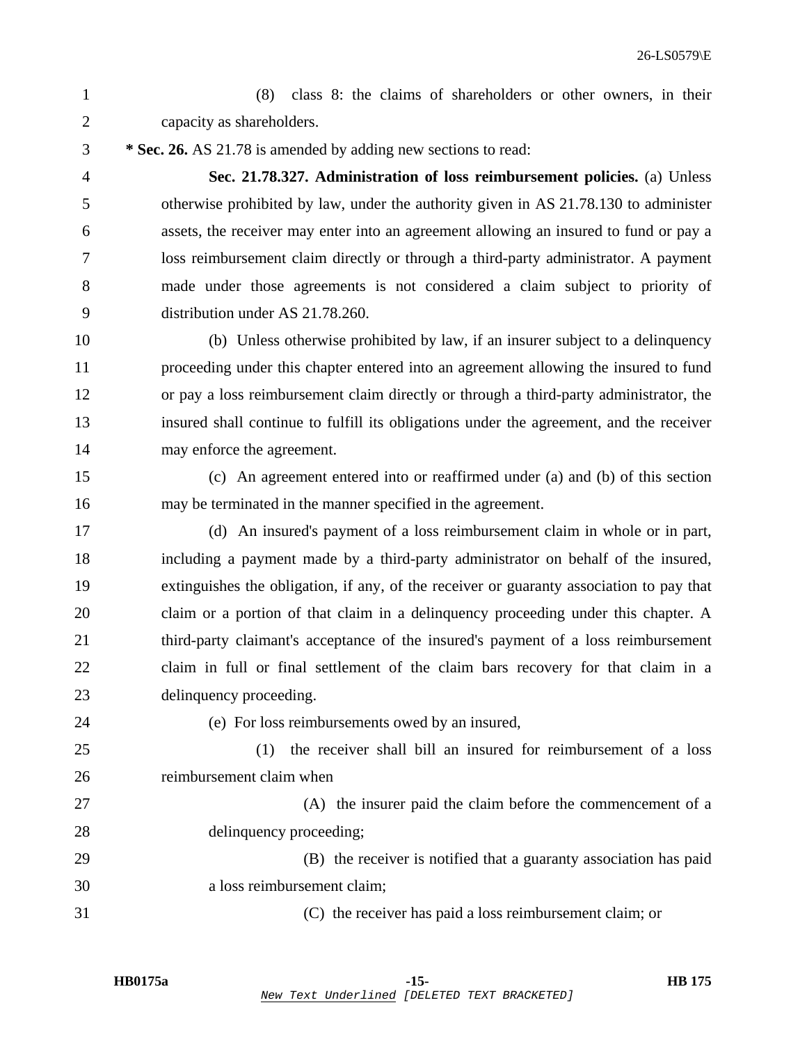(8) class 8: the claims of shareholders or other owners, in their capacity as shareholders.

**\* Sec. 26.** AS 21.78 is amended by adding new sections to read:

**Sec. 21.78.327. Administration of loss reimbursement policies.** (a) Unless otherwise prohibited by law, under the authority given in AS 21.78.130 to administer assets, the receiver may enter into an agreement allowing an insured to fund or pay a loss reimbursement claim directly or through a third-party administrator. A payment made under those agreements is not considered a claim subject to priority of distribution under AS 21.78.260.

(b) Unless otherwise prohibited by law, if an insurer subject to a delinquency proceeding under this chapter entered into an agreement allowing the insured to fund or pay a loss reimbursement claim directly or through a third-party administrator, the insured shall continue to fulfill its obligations under the agreement, and the receiver may enforce the agreement.

(c) An agreement entered into or reaffirmed under (a) and (b) of this section may be terminated in the manner specified in the agreement.

(d) An insured's payment of a loss reimbursement claim in whole or in part, including a payment made by a third-party administrator on behalf of the insured, extinguishes the obligation, if any, of the receiver or guaranty association to pay that claim or a portion of that claim in a delinquency proceeding under this chapter. A third-party claimant's acceptance of the insured's payment of a loss reimbursement claim in full or final settlement of the claim bars recovery for that claim in a delinquency proceeding.

(e) For loss reimbursements owed by an insured,

(1) the receiver shall bill an insured for reimbursement of a loss reimbursement claim when

(A) the insurer paid the claim before the commencement of a delinquency proceeding;

(B) the receiver is notified that a guaranty association has paid a loss reimbursement claim;

(C) the receiver has paid a loss reimbursement claim; or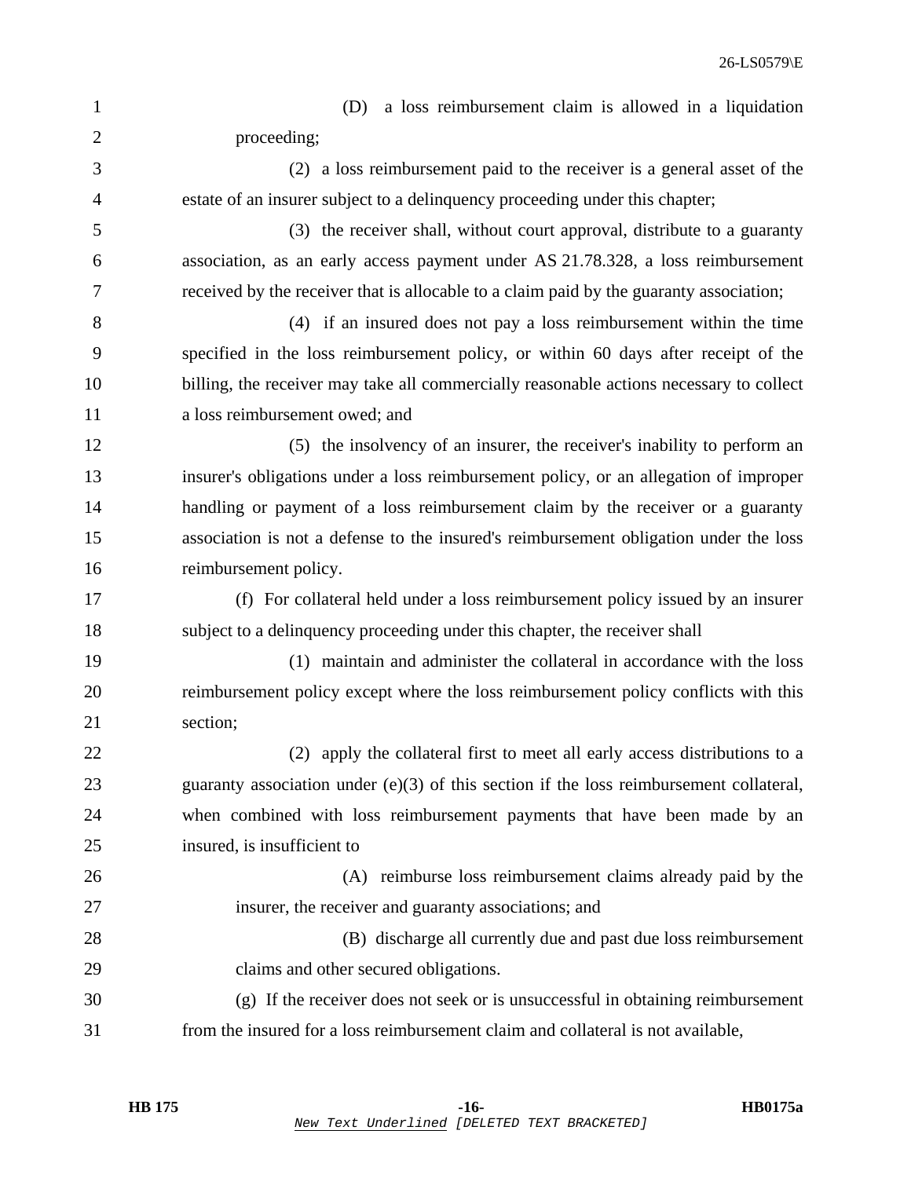(D) a loss reimbursement claim is allowed in a liquidation proceeding;

(2) a loss reimbursement paid to the receiver is a general asset of the estate of an insurer subject to a delinquency proceeding under this chapter;

(3) the receiver shall, without court approval, distribute to a guaranty association, as an early access payment under AS 21.78.328, a loss reimbursement received by the receiver that is allocable to a claim paid by the guaranty association;

(4) if an insured does not pay a loss reimbursement within the time specified in the loss reimbursement policy, or within 60 days after receipt of the billing, the receiver may take all commercially reasonable actions necessary to collect a loss reimbursement owed; and

(5) the insolvency of an insurer, the receiver's inability to perform an insurer's obligations under a loss reimbursement policy, or an allegation of improper handling or payment of a loss reimbursement claim by the receiver or a guaranty association is not a defense to the insured's reimbursement obligation under the loss reimbursement policy.

(f) For collateral held under a loss reimbursement policy issued by an insurer subject to a delinquency proceeding under this chapter, the receiver shall

(1) maintain and administer the collateral in accordance with the loss reimbursement policy except where the loss reimbursement policy conflicts with this section;

(2) apply the collateral first to meet all early access distributions to a guaranty association under (e)(3) of this section if the loss reimbursement collateral, when combined with loss reimbursement payments that have been made by an insured, is insufficient to

(A) reimburse loss reimbursement claims already paid by the insurer, the receiver and guaranty associations; and

(B) discharge all currently due and past due loss reimbursement claims and other secured obligations.

(g) If the receiver does not seek or is unsuccessful in obtaining reimbursement from the insured for a loss reimbursement claim and collateral is not available,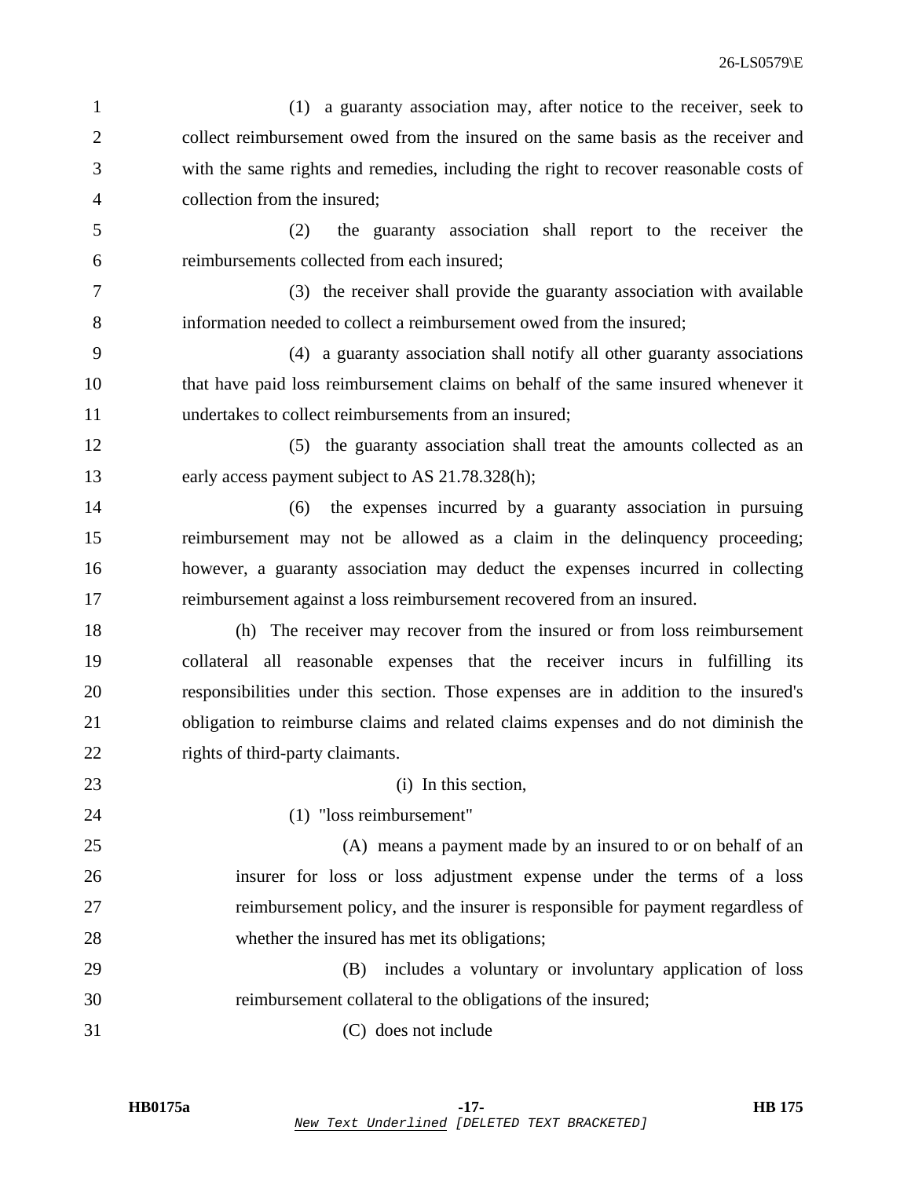(1) a guaranty association may, after notice to the receiver, seek to collect reimbursement owed from the insured on the same basis as the receiver and with the same rights and remedies, including the right to recover reasonable costs of collection from the insured;

(2) the guaranty association shall report to the receiver the reimbursements collected from each insured;

(3) the receiver shall provide the guaranty association with available information needed to collect a reimbursement owed from the insured;

(4) a guaranty association shall notify all other guaranty associations that have paid loss reimbursement claims on behalf of the same insured whenever it undertakes to collect reimbursements from an insured;

(5) the guaranty association shall treat the amounts collected as an early access payment subject to AS 21.78.328(h);

(6) the expenses incurred by a guaranty association in pursuing reimbursement may not be allowed as a claim in the delinquency proceeding; however, a guaranty association may deduct the expenses incurred in collecting reimbursement against a loss reimbursement recovered from an insured.

(h) The receiver may recover from the insured or from loss reimbursement collateral all reasonable expenses that the receiver incurs in fulfilling its responsibilities under this section. Those expenses are in addition to the insured's obligation to reimburse claims and related claims expenses and do not diminish the rights of third-party claimants.

(i) In this section,

(1) "loss reimbursement"

(A) means a payment made by an insured to or on behalf of an insurer for loss or loss adjustment expense under the terms of a loss reimbursement policy, and the insurer is responsible for payment regardless of whether the insured has met its obligations;

(B) includes a voluntary or involuntary application of loss reimbursement collateral to the obligations of the insured;

(C) does not include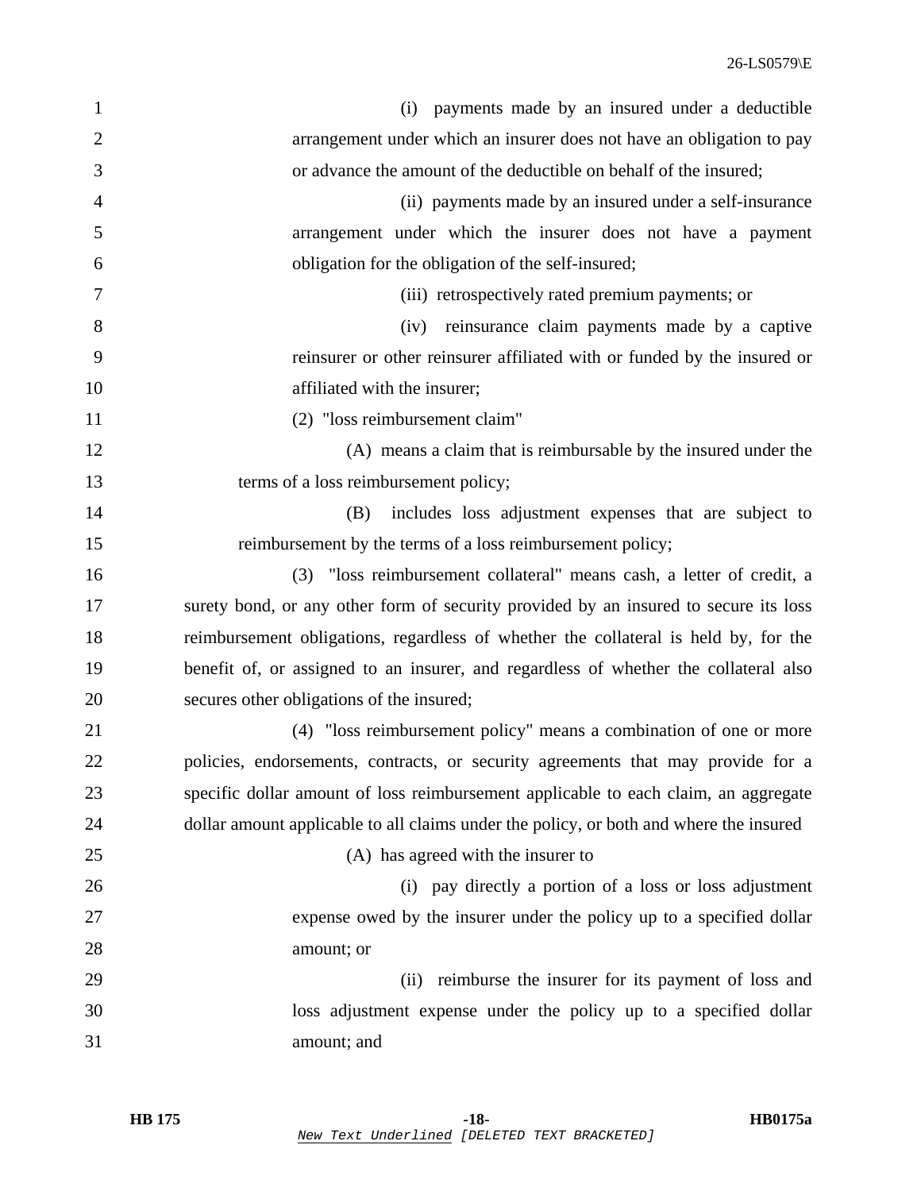(i) payments made by an insured under a deductible arrangement under which an insurer does not have an obligation to pay or advance the amount of the deductible on behalf of the insured;

(ii) payments made by an insured under a self-insurance arrangement under which the insurer does not have a payment obligation for the obligation of the self-insured;

(iii) retrospectively rated premium payments; or

(iv) reinsurance claim payments made by a captive reinsurer or other reinsurer affiliated with or funded by the insured or affiliated with the insurer;

(2) "loss reimbursement claim"

(A) means a claim that is reimbursable by the insured under the terms of a loss reimbursement policy;

(B) includes loss adjustment expenses that are subject to reimbursement by the terms of a loss reimbursement policy;

(3) "loss reimbursement collateral" means cash, a letter of credit, a surety bond, or any other form of security provided by an insured to secure its loss reimbursement obligations, regardless of whether the collateral is held by, for the benefit of, or assigned to an insurer, and regardless of whether the collateral also secures other obligations of the insured;

(4) "loss reimbursement policy" means a combination of one or more policies, endorsements, contracts, or security agreements that may provide for a specific dollar amount of loss reimbursement applicable to each claim, an aggregate dollar amount applicable to all claims under the policy, or both and where the insured

(A) has agreed with the insurer to

(i) pay directly a portion of a loss or loss adjustment expense owed by the insurer under the policy up to a specified dollar amount; or

(ii) reimburse the insurer for its payment of loss and loss adjustment expense under the policy up to a specified dollar amount; and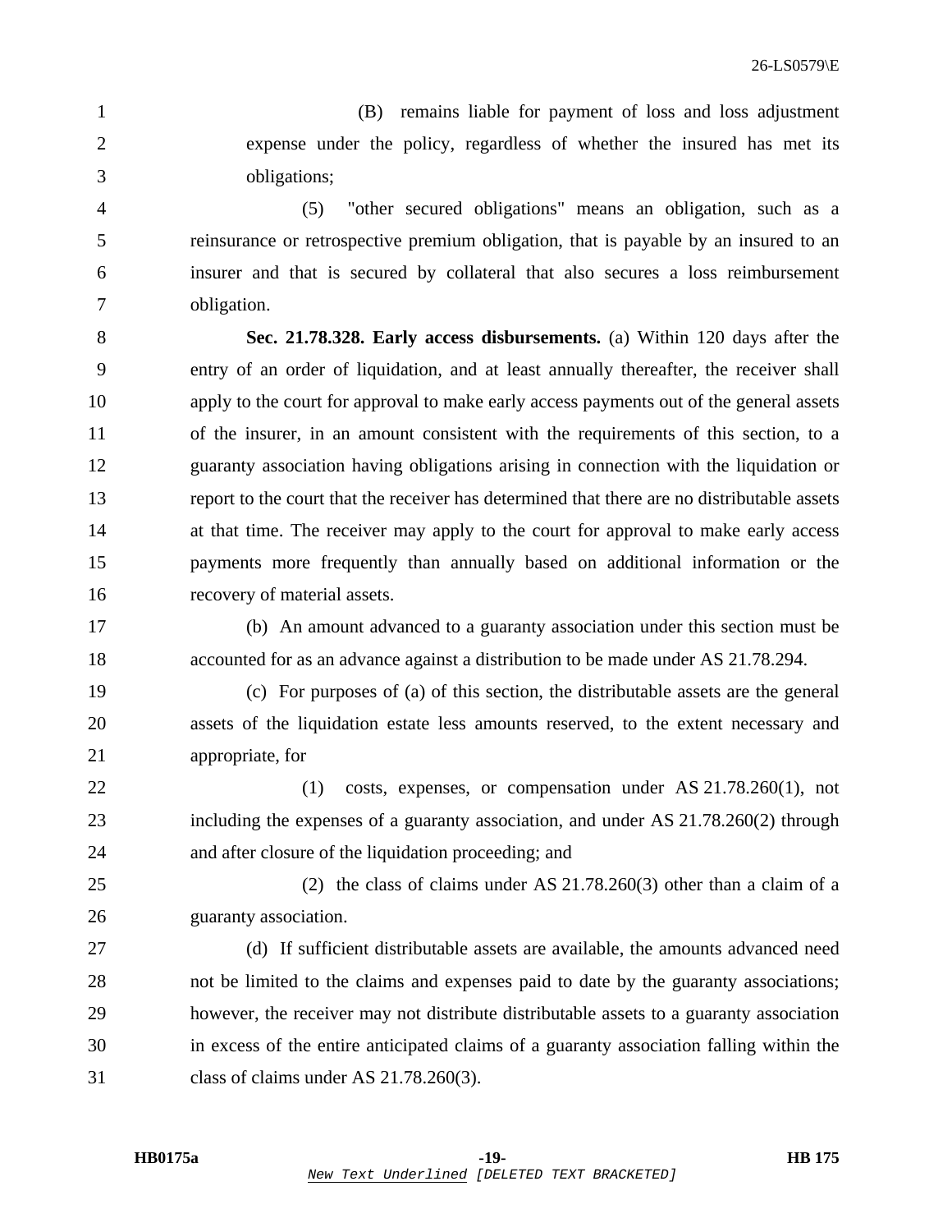(B) remains liable for payment of loss and loss adjustment expense under the policy, regardless of whether the insured has met its obligations;

(5) "other secured obligations" means an obligation, such as a reinsurance or retrospective premium obligation, that is payable by an insured to an insurer and that is secured by collateral that also secures a loss reimbursement obligation.

**Sec. 21.78.328. Early access disbursements.** (a) Within 120 days after the entry of an order of liquidation, and at least annually thereafter, the receiver shall apply to the court for approval to make early access payments out of the general assets of the insurer, in an amount consistent with the requirements of this section, to a guaranty association having obligations arising in connection with the liquidation or report to the court that the receiver has determined that there are no distributable assets at that time. The receiver may apply to the court for approval to make early access payments more frequently than annually based on additional information or the recovery of material assets.

(b) An amount advanced to a guaranty association under this section must be accounted for as an advance against a distribution to be made under AS 21.78.294.

(c) For purposes of (a) of this section, the distributable assets are the general assets of the liquidation estate less amounts reserved, to the extent necessary and appropriate, for

(1) costs, expenses, or compensation under AS 21.78.260(1), not including the expenses of a guaranty association, and under AS 21.78.260(2) through and after closure of the liquidation proceeding; and

(2) the class of claims under AS 21.78.260(3) other than a claim of a guaranty association.

(d) If sufficient distributable assets are available, the amounts advanced need not be limited to the claims and expenses paid to date by the guaranty associations; however, the receiver may not distribute distributable assets to a guaranty association in excess of the entire anticipated claims of a guaranty association falling within the class of claims under AS 21.78.260(3).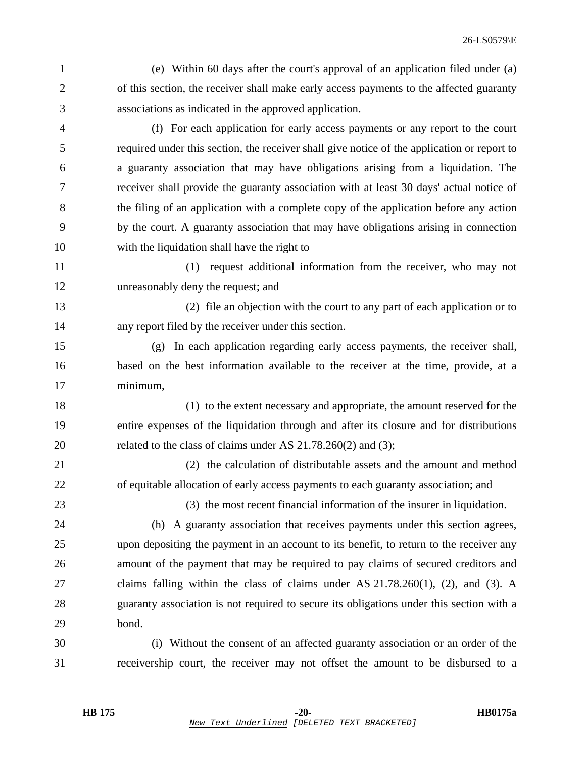(e) Within 60 days after the court's approval of an application filed under (a) of this section, the receiver shall make early access payments to the affected guaranty associations as indicated in the approved application.

(f) For each application for early access payments or any report to the court required under this section, the receiver shall give notice of the application or report to a guaranty association that may have obligations arising from a liquidation. The receiver shall provide the guaranty association with at least 30 days' actual notice of the filing of an application with a complete copy of the application before any action by the court. A guaranty association that may have obligations arising in connection with the liquidation shall have the right to

(1) request additional information from the receiver, who may not unreasonably deny the request; and

(2) file an objection with the court to any part of each application or to any report filed by the receiver under this section.

(g) In each application regarding early access payments, the receiver shall, based on the best information available to the receiver at the time, provide, at a minimum,

(1) to the extent necessary and appropriate, the amount reserved for the entire expenses of the liquidation through and after its closure and for distributions related to the class of claims under AS 21.78.260(2) and (3);

(2) the calculation of distributable assets and the amount and method of equitable allocation of early access payments to each guaranty association; and

(3) the most recent financial information of the insurer in liquidation.

(h) A guaranty association that receives payments under this section agrees, upon depositing the payment in an account to its benefit, to return to the receiver any amount of the payment that may be required to pay claims of secured creditors and claims falling within the class of claims under AS 21.78.260(1), (2), and (3). A guaranty association is not required to secure its obligations under this section with a bond.

(i) Without the consent of an affected guaranty association or an order of the receivership court, the receiver may not offset the amount to be disbursed to a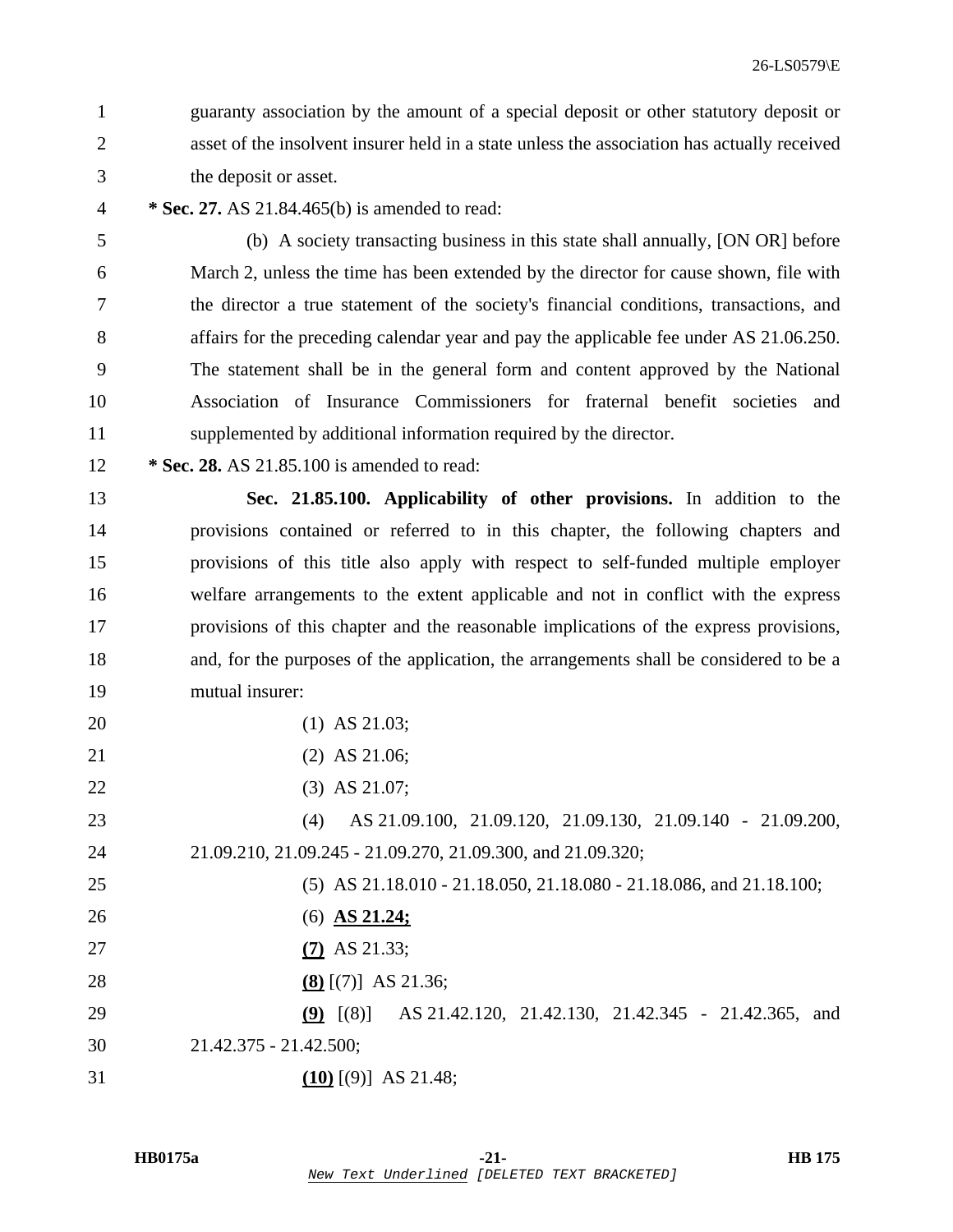guaranty association by the amount of a special deposit or other statutory deposit or asset of the insolvent insurer held in a state unless the association has actually received the deposit or asset.

**\* Sec. 27.** AS 21.84.465(b) is amended to read:

(b) A society transacting business in this state shall annually, [ON OR] before March 2, unless the time has been extended by the director for cause shown, file with the director a true statement of the society's financial conditions, transactions, and affairs for the preceding calendar year and pay the applicable fee under AS 21.06.250. The statement shall be in the general form and content approved by the National Association of Insurance Commissioners for fraternal benefit societies and supplemented by additional information required by the director.

**\* Sec. 28.** AS 21.85.100 is amended to read:

**Sec. 21.85.100. Applicability of other provisions.** In addition to the provisions contained or referred to in this chapter, the following chapters and provisions of this title also apply with respect to self-funded multiple employer welfare arrangements to the extent applicable and not in conflict with the express provisions of this chapter and the reasonable implications of the express provisions, and, for the purposes of the application, the arrangements shall be considered to be a mutual insurer:

(1) AS 21.03;

(2) AS 21.06;

(3) AS 21.07;

(4) AS 21.09.100, 21.09.120, 21.09.130, 21.09.140 - 21.09.200, 21.09.210, 21.09.245 - 21.09.270, 21.09.300, and 21.09.320;

(5) AS 21.18.010 - 21.18.050, 21.18.080 - 21.18.086, and 21.18.100;

(6) <u>**AS 21.24;**</u>

<u>**(7)**</u> AS 21.33;

<u>**(8)**</u> [(7)] AS 21.36;

<u>**(9)**</u> [(8)] AS 21.42.120, 21.42.130, 21.42.345 - 21.42.365, and 21.42.375 - 21.42.500;

<u>**(10)**</u> [(9)] AS 21.48;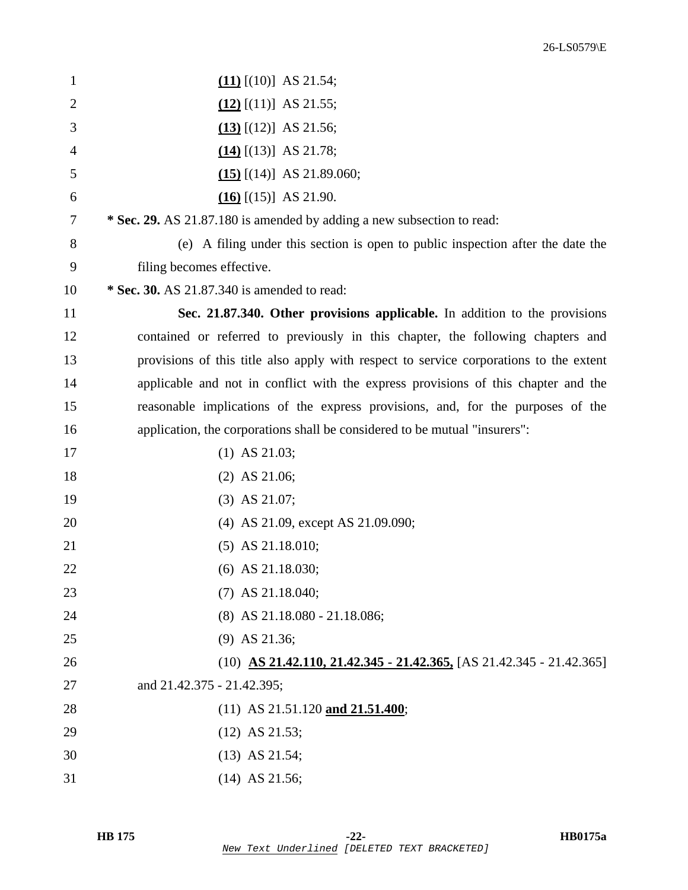**(11)** [(10)] AS 21.54;

**(12)** [(11)] AS 21.55;

**(13)** [(12)] AS 21.56;

**(14)** [(13)] AS 21.78;

**(15)** [(14)] AS 21.89.060;

**(16)** [(15)] AS 21.90.

**\* Sec. 29.** AS 21.87.180 is amended by adding a new subsection to read:

(e) A filing under this section is open to public inspection after the date the filing becomes effective.

**\* Sec. 30.** AS 21.87.340 is amended to read:

**Sec. 21.87.340. Other provisions applicable.** In addition to the provisions contained or referred to previously in this chapter, the following chapters and provisions of this title also apply with respect to service corporations to the extent applicable and not in conflict with the express provisions of this chapter and the reasonable implications of the express provisions, and, for the purposes of the application, the corporations shall be considered to be mutual "insurers":

(1) AS 21.03;

(2) AS 21.06;

(3) AS 21.07;

(4) AS 21.09, except AS 21.09.090;

(5) AS 21.18.010;

(6) AS 21.18.030;

(7) AS 21.18.040;

(8) AS 21.18.080 - 21.18.086;

(9) AS 21.36;

(10) **AS 21.42.110, 21.42.345 - 21.42.365,** [AS 21.42.345 - 21.42.365] and 21.42.375 - 21.42.395;

(11) AS 21.51.120 **and 21.51.400**;

(12) AS 21.53;

(13) AS 21.54;

(14) AS 21.56;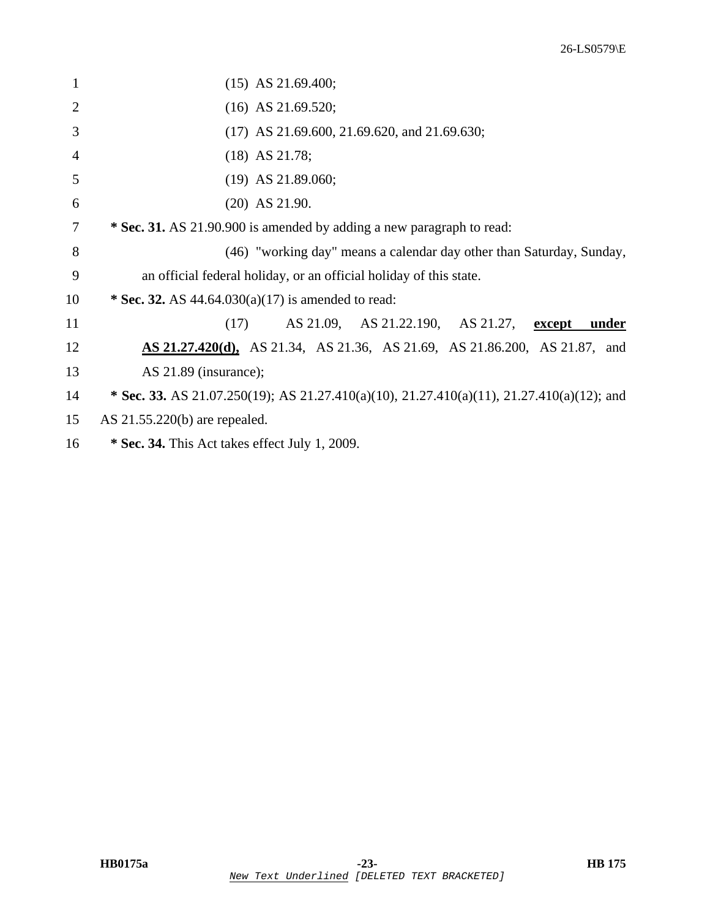(15) AS 21.69.400;

(16) AS 21.69.520;

(17) AS 21.69.600, 21.69.620, and 21.69.630;

(18) AS 21.78;

(19) AS 21.89.060;

(20) AS 21.90.

**\* Sec. 31.** AS 21.90.900 is amended by adding a new paragraph to read:

(46) "working day" means a calendar day other than Saturday, Sunday, an official federal holiday, or an official holiday of this state.

**\* Sec. 32.** AS 44.64.030(a)(17) is amended to read:

(17) AS 21.09, AS 21.22.190, AS 21.27, **<u>except under AS 21.27.420(d),</u>** AS 21.34, AS 21.36, AS 21.69, AS 21.86.200, AS 21.87, and AS 21.89 (insurance);

**\* Sec. 33.** AS 21.07.250(19); AS 21.27.410(a)(10), 21.27.410(a)(11), 21.27.410(a)(12); and AS 21.55.220(b) are repealed.

**\* Sec. 34.** This Act takes effect July 1, 2009.